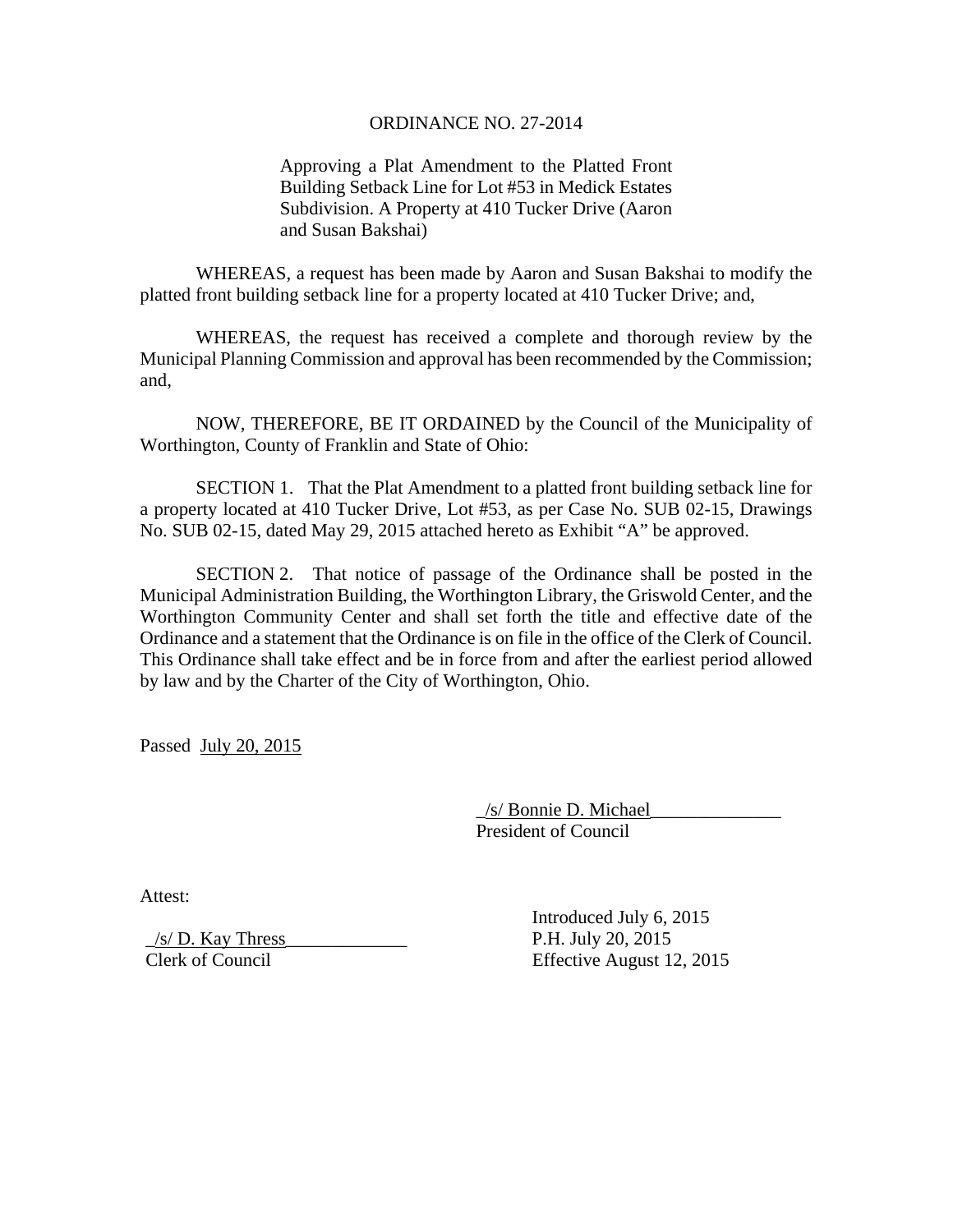# ORDINANCE NO. 27-2014

Approving a Plat Amendment to the Platted Front Building Setback Line for Lot #53 in Medick Estates Subdivision. A Property at 410 Tucker Drive (Aaron and Susan Bakshai)

WHEREAS, a request has been made by Aaron and Susan Bakshai to modify the platted front building setback line for a property located at 410 Tucker Drive; and,

WHEREAS, the request has received a complete and thorough review by the Municipal Planning Commission and approval has been recommended by the Commission; and,

NOW, THEREFORE, BE IT ORDAINED by the Council of the Municipality of Worthington, County of Franklin and State of Ohio:

SECTION 1. That the Plat Amendment to a platted front building setback line for a property located at 410 Tucker Drive, Lot #53, as per Case No. SUB 02-15, Drawings No. SUB 02-15, dated May 29, 2015 attached hereto as Exhibit "A" be approved.

SECTION 2. That notice of passage of the Ordinance shall be posted in the Municipal Administration Building, the Worthington Library, the Griswold Center, and the Worthington Community Center and shall set forth the title and effective date of the Ordinance and a statement that the Ordinance is on file in the office of the Clerk of Council. This Ordinance shall take effect and be in force from and after the earliest period allowed by law and by the Charter of the City of Worthington, Ohio.

Passed July 20, 2015

_/s/ Bonnie D. Michael______________
President of Council

Attest:

_/s/ D. Kay Thress_____________
Clerk of Council

Introduced July 6, 2015
P.H. July 20, 2015
Effective August 12, 2015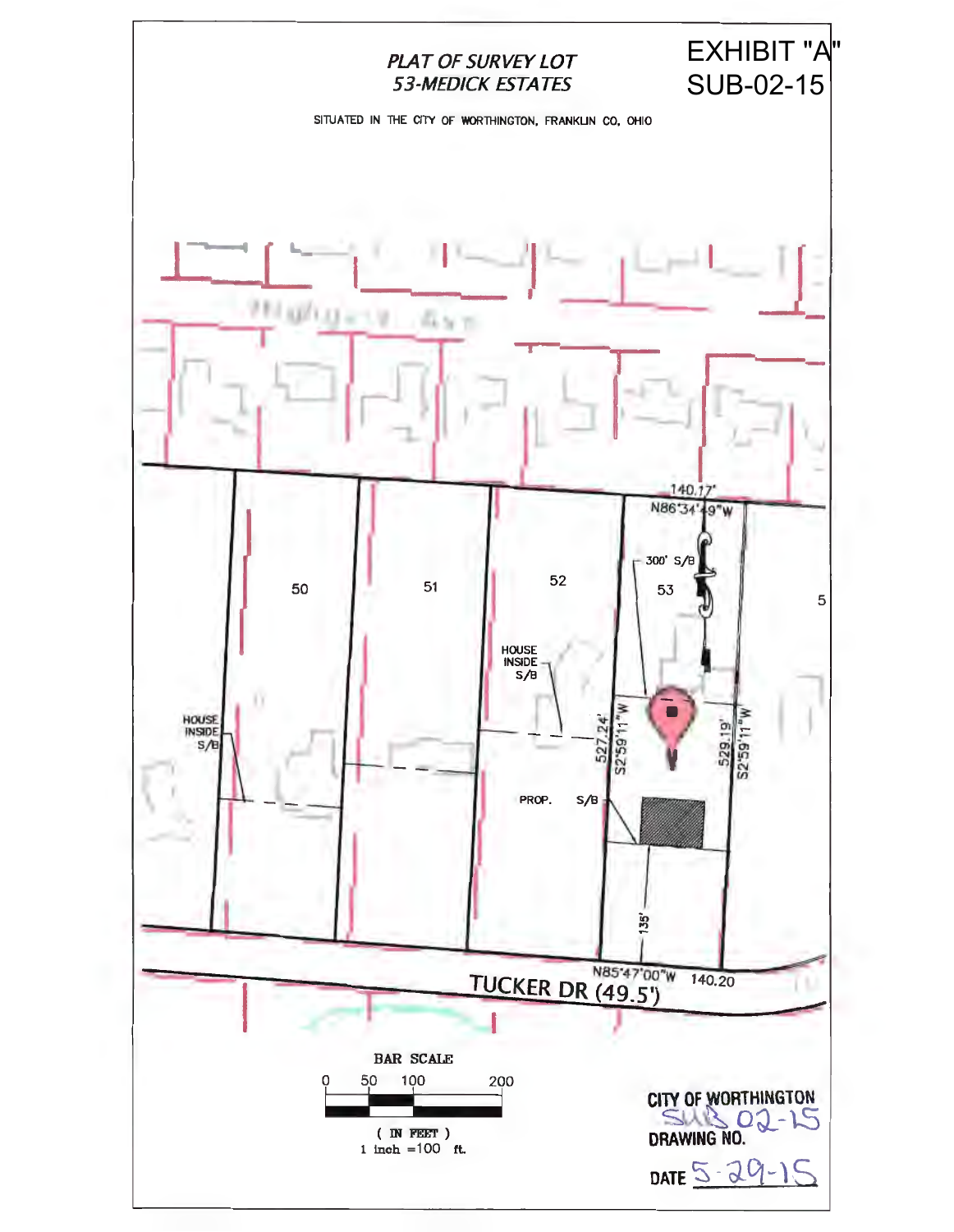# *PLAT OF SURVEY LOT 53-MEDICK ESTATES*

EXHIBIT "A"
SUB-02-15

SITUATED IN THE CITY OF WORTHINGTON, FRANKLIN CO, OHIO

140.17'
N86°34'49"W

300' S/B

50

51

52

53

5

HOUSE INSIDE S/B

HOUSE INSIDE S/B

527.24'
S2°59'11"W

529.19'
S2°59'11"W

PROP. S/B

135'

N85°47'00"W 140.20

TUCKER DR (49.5')

BAR SCALE

0 50 100 200

( IN FEET )
1 inch =100 ft.

CITY OF WORTHINGTON
SUB 02-15
DRAWING NO.

DATE 5-29-15